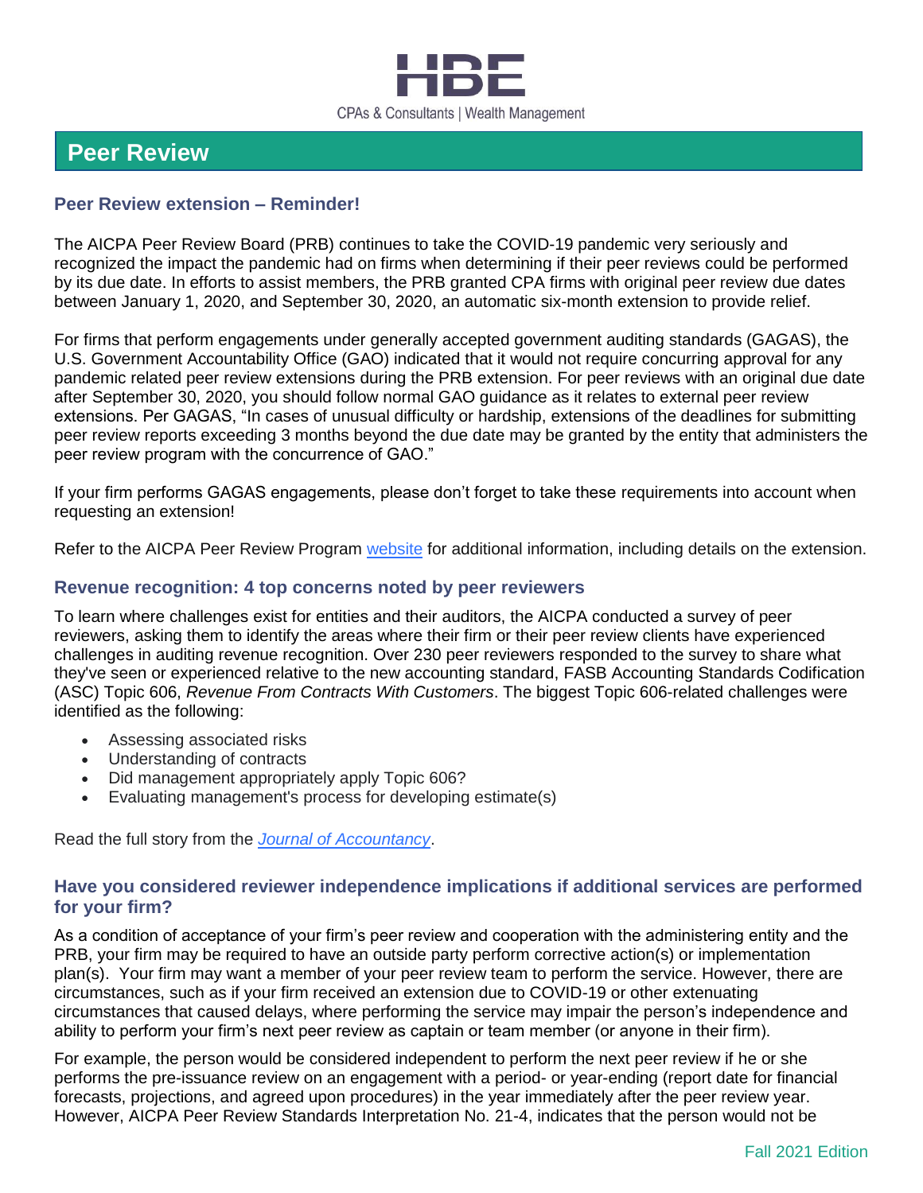HBE

CPAs & Consultants | Wealth Management

# Peer Review

## Peer Review extension – Reminder!

The AICPA Peer Review Board (PRB) continues to take the COVID-19 pandemic very seriously and recognized the impact the pandemic had on firms when determining if their peer reviews could be performed by its due date. In efforts to assist members, the PRB granted CPA firms with original peer review due dates between January 1, 2020, and September 30, 2020, an automatic six-month extension to provide relief.

For firms that perform engagements under generally accepted government auditing standards (GAGAS), the U.S. Government Accountability Office (GAO) indicated that it would not require concurring approval for any pandemic related peer review extensions during the PRB extension. For peer reviews with an original due date after September 30, 2020, you should follow normal GAO guidance as it relates to external peer review extensions. Per GAGAS, "In cases of unusual difficulty or hardship, extensions of the deadlines for submitting peer review reports exceeding 3 months beyond the due date may be granted by the entity that administers the peer review program with the concurrence of GAO."

If your firm performs GAGAS engagements, please don't forget to take these requirements into account when requesting an extension!

Refer to the AICPA Peer Review Program website for additional information, including details on the extension.

## Revenue recognition: 4 top concerns noted by peer reviewers

To learn where challenges exist for entities and their auditors, the AICPA conducted a survey of peer reviewers, asking them to identify the areas where their firm or their peer review clients have experienced challenges in auditing revenue recognition. Over 230 peer reviewers responded to the survey to share what they've seen or experienced relative to the new accounting standard, FASB Accounting Standards Codification (ASC) Topic 606, *Revenue From Contracts With Customers*. The biggest Topic 606-related challenges were identified as the following:

- Assessing associated risks
- Understanding of contracts
- Did management appropriately apply Topic 606?
- Evaluating management's process for developing estimate(s)

Read the full story from the *Journal of Accountancy*.

## Have you considered reviewer independence implications if additional services are performed for your firm?

As a condition of acceptance of your firm's peer review and cooperation with the administering entity and the PRB, your firm may be required to have an outside party perform corrective action(s) or implementation plan(s). Your firm may want a member of your peer review team to perform the service. However, there are circumstances, such as if your firm received an extension due to COVID-19 or other extenuating circumstances that caused delays, where performing the service may impair the person's independence and ability to perform your firm's next peer review as captain or team member (or anyone in their firm).

For example, the person would be considered independent to perform the next peer review if he or she performs the pre-issuance review on an engagement with a period- or year-ending (report date for financial forecasts, projections, and agreed upon procedures) in the year immediately after the peer review year. However, AICPA Peer Review Standards Interpretation No. 21-4, indicates that the person would not be

Fall 2021 Edition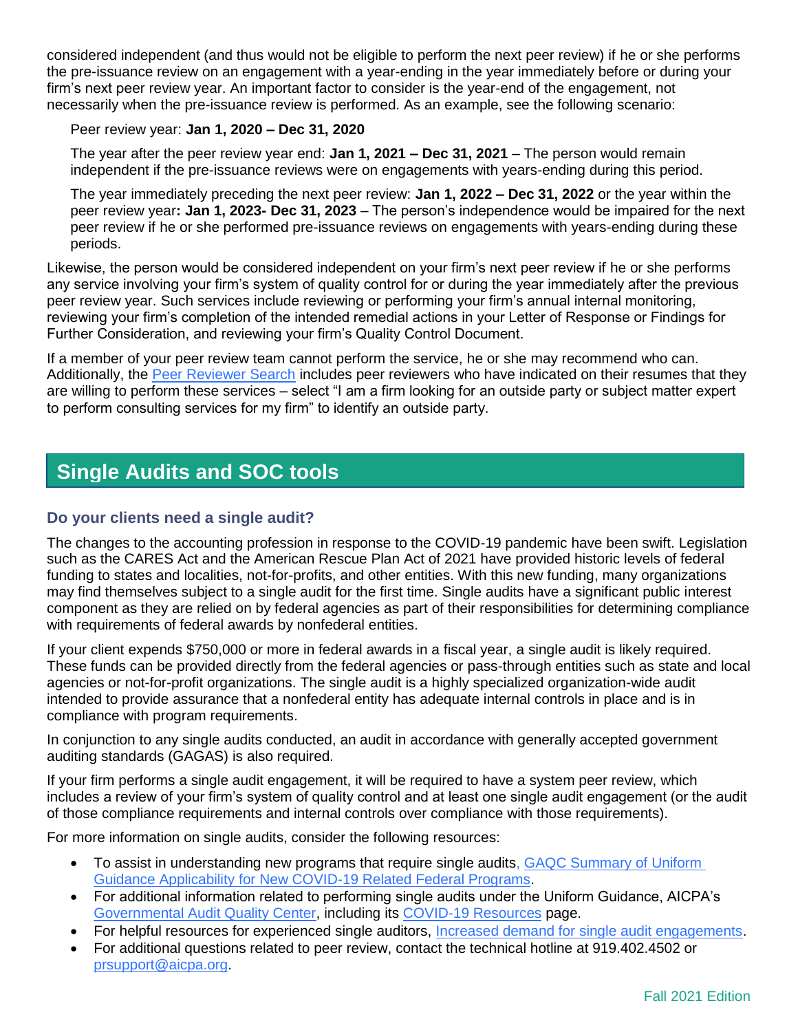considered independent (and thus would not be eligible to perform the next peer review) if he or she performs the pre-issuance review on an engagement with a year-ending in the year immediately before or during your firm's next peer review year. An important factor to consider is the year-end of the engagement, not necessarily when the pre-issuance review is performed. As an example, see the following scenario:

> Peer review year: **Jan 1, 2020 – Dec 31, 2020**
>
> The year after the peer review year end: **Jan 1, 2021 – Dec 31, 2021** – The person would remain independent if the pre-issuance reviews were on engagements with years-ending during this period.
>
> The year immediately preceding the next peer review: **Jan 1, 2022 – Dec 31, 2022** or the year within the peer review year**: Jan 1, 2023- Dec 31, 2023** – The person's independence would be impaired for the next peer review if he or she performed pre-issuance reviews on engagements with years-ending during these periods.

Likewise, the person would be considered independent on your firm's next peer review if he or she performs any service involving your firm's system of quality control for or during the year immediately after the previous peer review year. Such services include reviewing or performing your firm's annual internal monitoring, reviewing your firm's completion of the intended remedial actions in your Letter of Response or Findings for Further Consideration, and reviewing your firm's Quality Control Document.

If a member of your peer review team cannot perform the service, he or she may recommend who can. Additionally, the Peer Reviewer Search includes peer reviewers who have indicated on their resumes that they are willing to perform these services – select "I am a firm looking for an outside party or subject matter expert to perform consulting services for my firm" to identify an outside party.

## Single Audits and SOC tools

### Do your clients need a single audit?

The changes to the accounting profession in response to the COVID-19 pandemic have been swift. Legislation such as the CARES Act and the American Rescue Plan Act of 2021 have provided historic levels of federal funding to states and localities, not-for-profits, and other entities. With this new funding, many organizations may find themselves subject to a single audit for the first time. Single audits have a significant public interest component as they are relied on by federal agencies as part of their responsibilities for determining compliance with requirements of federal awards by nonfederal entities.

If your client expends $750,000 or more in federal awards in a fiscal year, a single audit is likely required. These funds can be provided directly from the federal agencies or pass-through entities such as state and local agencies or not-for-profit organizations. The single audit is a highly specialized organization-wide audit intended to provide assurance that a nonfederal entity has adequate internal controls in place and is in compliance with program requirements.

In conjunction to any single audits conducted, an audit in accordance with generally accepted government auditing standards (GAGAS) is also required.

If your firm performs a single audit engagement, it will be required to have a system peer review, which includes a review of your firm's system of quality control and at least one single audit engagement (or the audit of those compliance requirements and internal controls over compliance with those requirements).

For more information on single audits, consider the following resources:

- To assist in understanding new programs that require single audits, GAQC Summary of Uniform Guidance Applicability for New COVID-19 Related Federal Programs.
- For additional information related to performing single audits under the Uniform Guidance, AICPA's Governmental Audit Quality Center, including its COVID-19 Resources page.
- For helpful resources for experienced single auditors, Increased demand for single audit engagements.
- For additional questions related to peer review, contact the technical hotline at 919.402.4502 or prsupport@aicpa.org.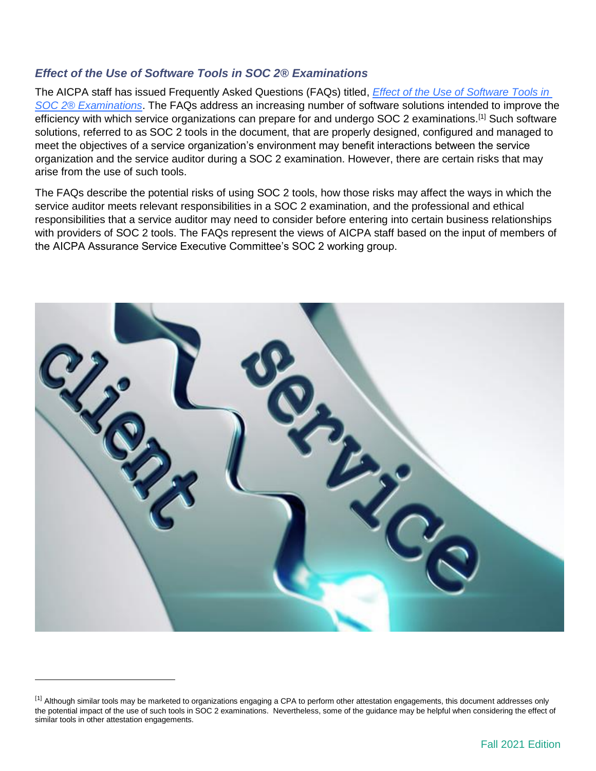### *Effect of the Use of Software Tools in SOC 2® Examinations*

The AICPA staff has issued Frequently Asked Questions (FAQs) titled, *Effect of the Use of Software Tools in SOC 2® Examinations*. The FAQs address an increasing number of software solutions intended to improve the efficiency with which service organizations can prepare for and undergo SOC 2 examinations.[1] Such software solutions, referred to as SOC 2 tools in the document, that are properly designed, configured and managed to meet the objectives of a service organization's environment may benefit interactions between the service organization and the service auditor during a SOC 2 examination. However, there are certain risks that may arise from the use of such tools.

The FAQs describe the potential risks of using SOC 2 tools, how those risks may affect the ways in which the service auditor meets relevant responsibilities in a SOC 2 examination, and the professional and ethical responsibilities that a service auditor may need to consider before entering into certain business relationships with providers of SOC 2 tools. The FAQs represent the views of AICPA staff based on the input of members of the AICPA Assurance Service Executive Committee's SOC 2 working group.

[1] Although similar tools may be marketed to organizations engaging a CPA to perform other attestation engagements, this document addresses only the potential impact of the use of such tools in SOC 2 examinations. Nevertheless, some of the guidance may be helpful when considering the effect of similar tools in other attestation engagements.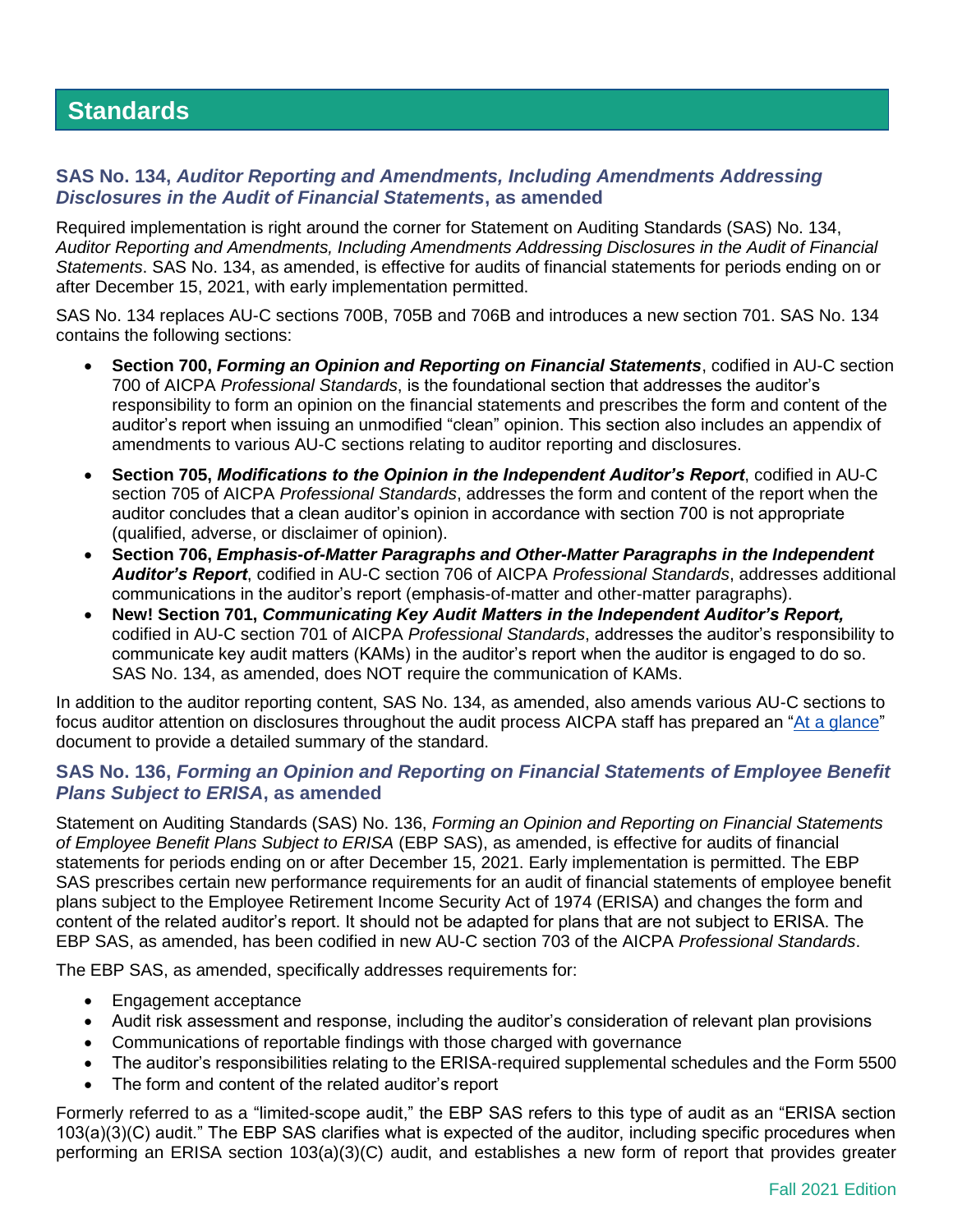# Standards

## SAS No. 134, *Auditor Reporting and Amendments, Including Amendments Addressing Disclosures in the Audit of Financial Statements*, as amended

Required implementation is right around the corner for Statement on Auditing Standards (SAS) No. 134, *Auditor Reporting and Amendments, Including Amendments Addressing Disclosures in the Audit of Financial Statements*. SAS No. 134, as amended, is effective for audits of financial statements for periods ending on or after December 15, 2021, with early implementation permitted.

SAS No. 134 replaces AU-C sections 700B, 705B and 706B and introduces a new section 701. SAS No. 134 contains the following sections:

- **Section 700, *Forming an Opinion and Reporting on Financial Statements***, codified in AU-C section 700 of AICPA *Professional Standards*, is the foundational section that addresses the auditor's responsibility to form an opinion on the financial statements and prescribes the form and content of the auditor's report when issuing an unmodified "clean" opinion. This section also includes an appendix of amendments to various AU-C sections relating to auditor reporting and disclosures.
- **Section 705, *Modifications to the Opinion in the Independent Auditor's Report***, codified in AU-C section 705 of AICPA *Professional Standards*, addresses the form and content of the report when the auditor concludes that a clean auditor's opinion in accordance with section 700 is not appropriate (qualified, adverse, or disclaimer of opinion).
- **Section 706, *Emphasis-of-Matter Paragraphs and Other-Matter Paragraphs in the Independent Auditor's Report***, codified in AU-C section 706 of AICPA *Professional Standards*, addresses additional communications in the auditor's report (emphasis-of-matter and other-matter paragraphs).
- **New! Section 701, *Communicating Key Audit Matters in the Independent Auditor's Report,*** codified in AU-C section 701 of AICPA *Professional Standards*, addresses the auditor's responsibility to communicate key audit matters (KAMs) in the auditor's report when the auditor is engaged to do so. SAS No. 134, as amended, does NOT require the communication of KAMs.

In addition to the auditor reporting content, SAS No. 134, as amended, also amends various AU-C sections to focus auditor attention on disclosures throughout the audit process AICPA staff has prepared an "At a glance" document to provide a detailed summary of the standard.

## SAS No. 136, *Forming an Opinion and Reporting on Financial Statements of Employee Benefit Plans Subject to ERISA*, as amended

Statement on Auditing Standards (SAS) No. 136, *Forming an Opinion and Reporting on Financial Statements of Employee Benefit Plans Subject to ERISA* (EBP SAS), as amended, is effective for audits of financial statements for periods ending on or after December 15, 2021. Early implementation is permitted. The EBP SAS prescribes certain new performance requirements for an audit of financial statements of employee benefit plans subject to the Employee Retirement Income Security Act of 1974 (ERISA) and changes the form and content of the related auditor's report. It should not be adapted for plans that are not subject to ERISA. The EBP SAS, as amended, has been codified in new AU-C section 703 of the AICPA *Professional Standards*.

The EBP SAS, as amended, specifically addresses requirements for:

- Engagement acceptance
- Audit risk assessment and response, including the auditor's consideration of relevant plan provisions
- Communications of reportable findings with those charged with governance
- The auditor's responsibilities relating to the ERISA-required supplemental schedules and the Form 5500
- The form and content of the related auditor's report

Formerly referred to as a "limited-scope audit," the EBP SAS refers to this type of audit as an "ERISA section 103(a)(3)(C) audit." The EBP SAS clarifies what is expected of the auditor, including specific procedures when performing an ERISA section 103(a)(3)(C) audit, and establishes a new form of report that provides greater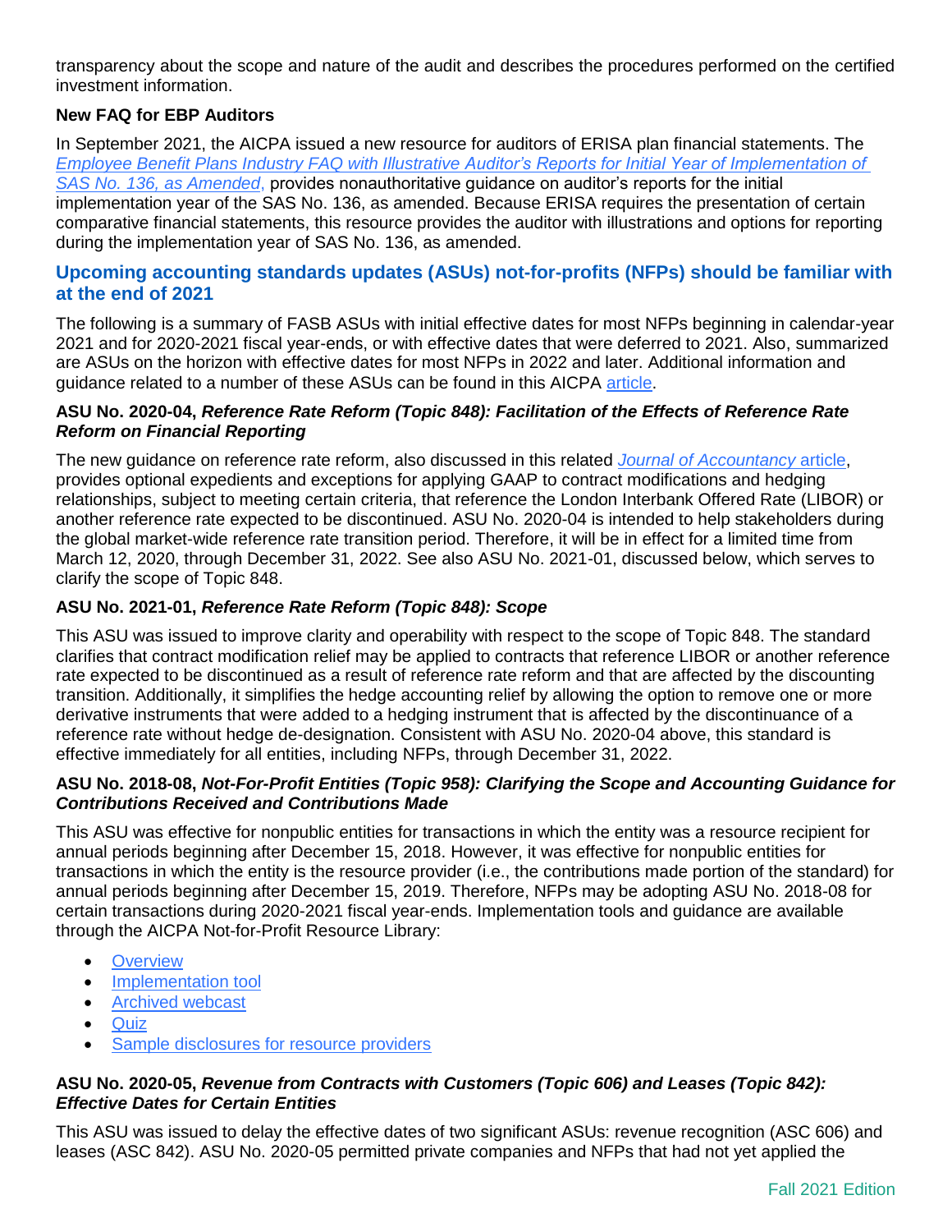transparency about the scope and nature of the audit and describes the procedures performed on the certified investment information.

### New FAQ for EBP Auditors

In September 2021, the AICPA issued a new resource for auditors of ERISA plan financial statements. The *Employee Benefit Plans Industry FAQ with Illustrative Auditor's Reports for Initial Year of Implementation of SAS No. 136, as Amended*, provides nonauthoritative guidance on auditor's reports for the initial implementation year of the SAS No. 136, as amended. Because ERISA requires the presentation of certain comparative financial statements, this resource provides the auditor with illustrations and options for reporting during the implementation year of SAS No. 136, as amended.

## Upcoming accounting standards updates (ASUs) not-for-profits (NFPs) should be familiar with at the end of 2021

The following is a summary of FASB ASUs with initial effective dates for most NFPs beginning in calendar-year 2021 and for 2020-2021 fiscal year-ends, or with effective dates that were deferred to 2021. Also, summarized are ASUs on the horizon with effective dates for most NFPs in 2022 and later. Additional information and guidance related to a number of these ASUs can be found in this AICPA article.

### ASU No. 2020-04, *Reference Rate Reform (Topic 848): Facilitation of the Effects of Reference Rate Reform on Financial Reporting*

The new guidance on reference rate reform, also discussed in this related *Journal of Accountancy* article, provides optional expedients and exceptions for applying GAAP to contract modifications and hedging relationships, subject to meeting certain criteria, that reference the London Interbank Offered Rate (LIBOR) or another reference rate expected to be discontinued. ASU No. 2020-04 is intended to help stakeholders during the global market-wide reference rate transition period. Therefore, it will be in effect for a limited time from March 12, 2020, through December 31, 2022. See also ASU No. 2021-01, discussed below, which serves to clarify the scope of Topic 848.

### ASU No. 2021-01, *Reference Rate Reform (Topic 848): Scope*

This ASU was issued to improve clarity and operability with respect to the scope of Topic 848. The standard clarifies that contract modification relief may be applied to contracts that reference LIBOR or another reference rate expected to be discontinued as a result of reference rate reform and that are affected by the discounting transition. Additionally, it simplifies the hedge accounting relief by allowing the option to remove one or more derivative instruments that were added to a hedging instrument that is affected by the discontinuance of a reference rate without hedge de-designation. Consistent with ASU No. 2020-04 above, this standard is effective immediately for all entities, including NFPs, through December 31, 2022.

### ASU No. 2018-08, *Not-For-Profit Entities (Topic 958): Clarifying the Scope and Accounting Guidance for Contributions Received and Contributions Made*

This ASU was effective for nonpublic entities for transactions in which the entity was a resource recipient for annual periods beginning after December 15, 2018. However, it was effective for nonpublic entities for transactions in which the entity is the resource provider (i.e., the contributions made portion of the standard) for annual periods beginning after December 15, 2019. Therefore, NFPs may be adopting ASU No. 2018-08 for certain transactions during 2020-2021 fiscal year-ends. Implementation tools and guidance are available through the AICPA Not-for-Profit Resource Library:

- Overview
- Implementation tool
- Archived webcast
- Quiz
- Sample disclosures for resource providers

### ASU No. 2020-05, *Revenue from Contracts with Customers (Topic 606) and Leases (Topic 842): Effective Dates for Certain Entities*

This ASU was issued to delay the effective dates of two significant ASUs: revenue recognition (ASC 606) and leases (ASC 842). ASU No. 2020-05 permitted private companies and NFPs that had not yet applied the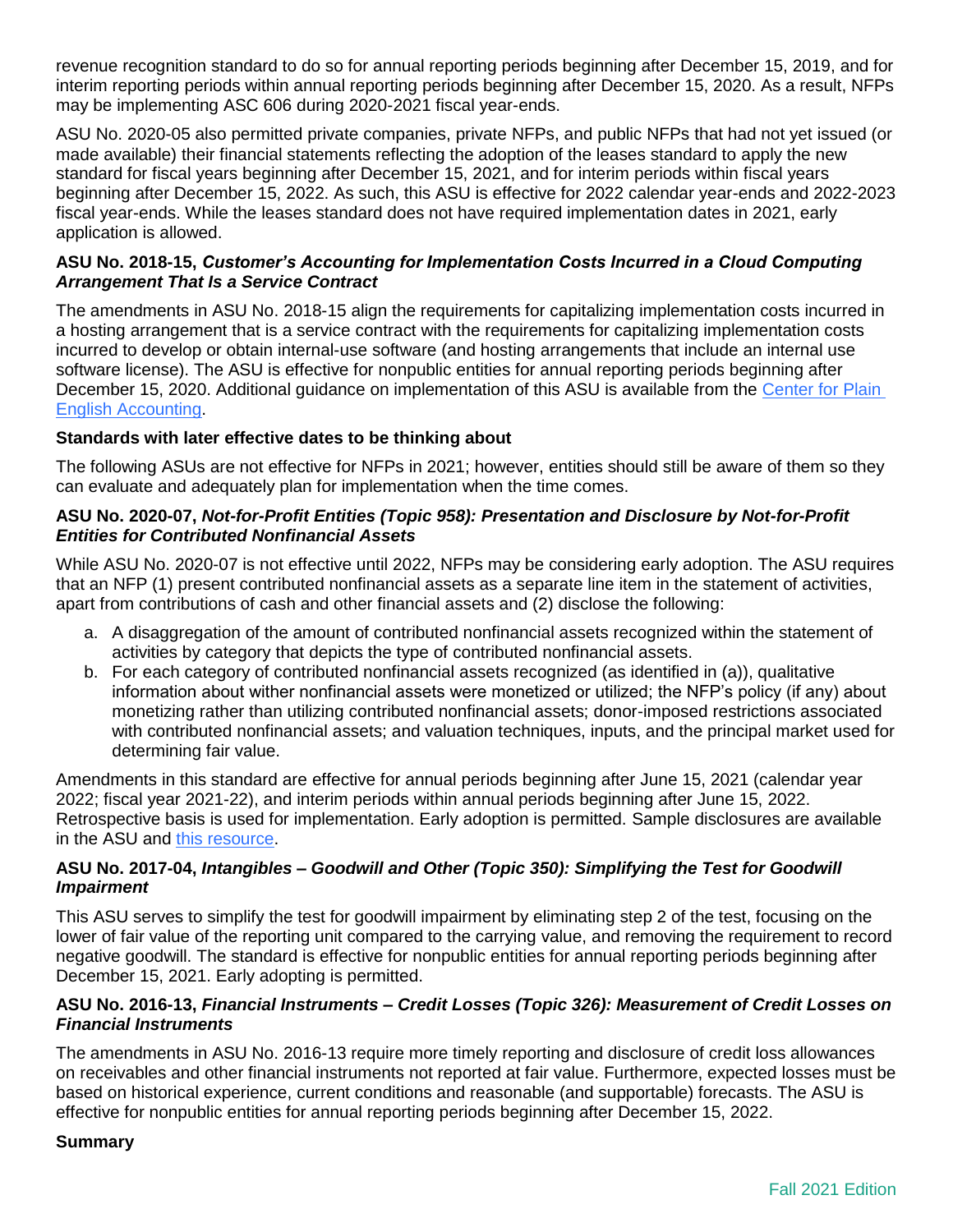revenue recognition standard to do so for annual reporting periods beginning after December 15, 2019, and for interim reporting periods within annual reporting periods beginning after December 15, 2020. As a result, NFPs may be implementing ASC 606 during 2020-2021 fiscal year-ends.

ASU No. 2020-05 also permitted private companies, private NFPs, and public NFPs that had not yet issued (or made available) their financial statements reflecting the adoption of the leases standard to apply the new standard for fiscal years beginning after December 15, 2021, and for interim periods within fiscal years beginning after December 15, 2022. As such, this ASU is effective for 2022 calendar year-ends and 2022-2023 fiscal year-ends. While the leases standard does not have required implementation dates in 2021, early application is allowed.

#### ASU No. 2018-15, *Customer's Accounting for Implementation Costs Incurred in a Cloud Computing Arrangement That Is a Service Contract*

The amendments in ASU No. 2018-15 align the requirements for capitalizing implementation costs incurred in a hosting arrangement that is a service contract with the requirements for capitalizing implementation costs incurred to develop or obtain internal-use software (and hosting arrangements that include an internal use software license). The ASU is effective for nonpublic entities for annual reporting periods beginning after December 15, 2020. Additional guidance on implementation of this ASU is available from the [Center for Plain English Accounting]().

### Standards with later effective dates to be thinking about

The following ASUs are not effective for NFPs in 2021; however, entities should still be aware of them so they can evaluate and adequately plan for implementation when the time comes.

#### ASU No. 2020-07, *Not-for-Profit Entities (Topic 958): Presentation and Disclosure by Not-for-Profit Entities for Contributed Nonfinancial Assets*

While ASU No. 2020-07 is not effective until 2022, NFPs may be considering early adoption. The ASU requires that an NFP (1) present contributed nonfinancial assets as a separate line item in the statement of activities, apart from contributions of cash and other financial assets and (2) disclose the following:

a. A disaggregation of the amount of contributed nonfinancial assets recognized within the statement of activities by category that depicts the type of contributed nonfinancial assets.
b. For each category of contributed nonfinancial assets recognized (as identified in (a)), qualitative information about wither nonfinancial assets were monetized or utilized; the NFP's policy (if any) about monetizing rather than utilizing contributed nonfinancial assets; donor-imposed restrictions associated with contributed nonfinancial assets; and valuation techniques, inputs, and the principal market used for determining fair value.

Amendments in this standard are effective for annual periods beginning after June 15, 2021 (calendar year 2022; fiscal year 2021-22), and interim periods within annual periods beginning after June 15, 2022. Retrospective basis is used for implementation. Early adoption is permitted. Sample disclosures are available in the ASU and [this resource]().

#### ASU No. 2017-04, *Intangibles – Goodwill and Other (Topic 350): Simplifying the Test for Goodwill Impairment*

This ASU serves to simplify the test for goodwill impairment by eliminating step 2 of the test, focusing on the lower of fair value of the reporting unit compared to the carrying value, and removing the requirement to record negative goodwill. The standard is effective for nonpublic entities for annual reporting periods beginning after December 15, 2021. Early adopting is permitted.

#### ASU No. 2016-13, *Financial Instruments – Credit Losses (Topic 326): Measurement of Credit Losses on Financial Instruments*

The amendments in ASU No. 2016-13 require more timely reporting and disclosure of credit loss allowances on receivables and other financial instruments not reported at fair value. Furthermore, expected losses must be based on historical experience, current conditions and reasonable (and supportable) forecasts. The ASU is effective for nonpublic entities for annual reporting periods beginning after December 15, 2022.

### Summary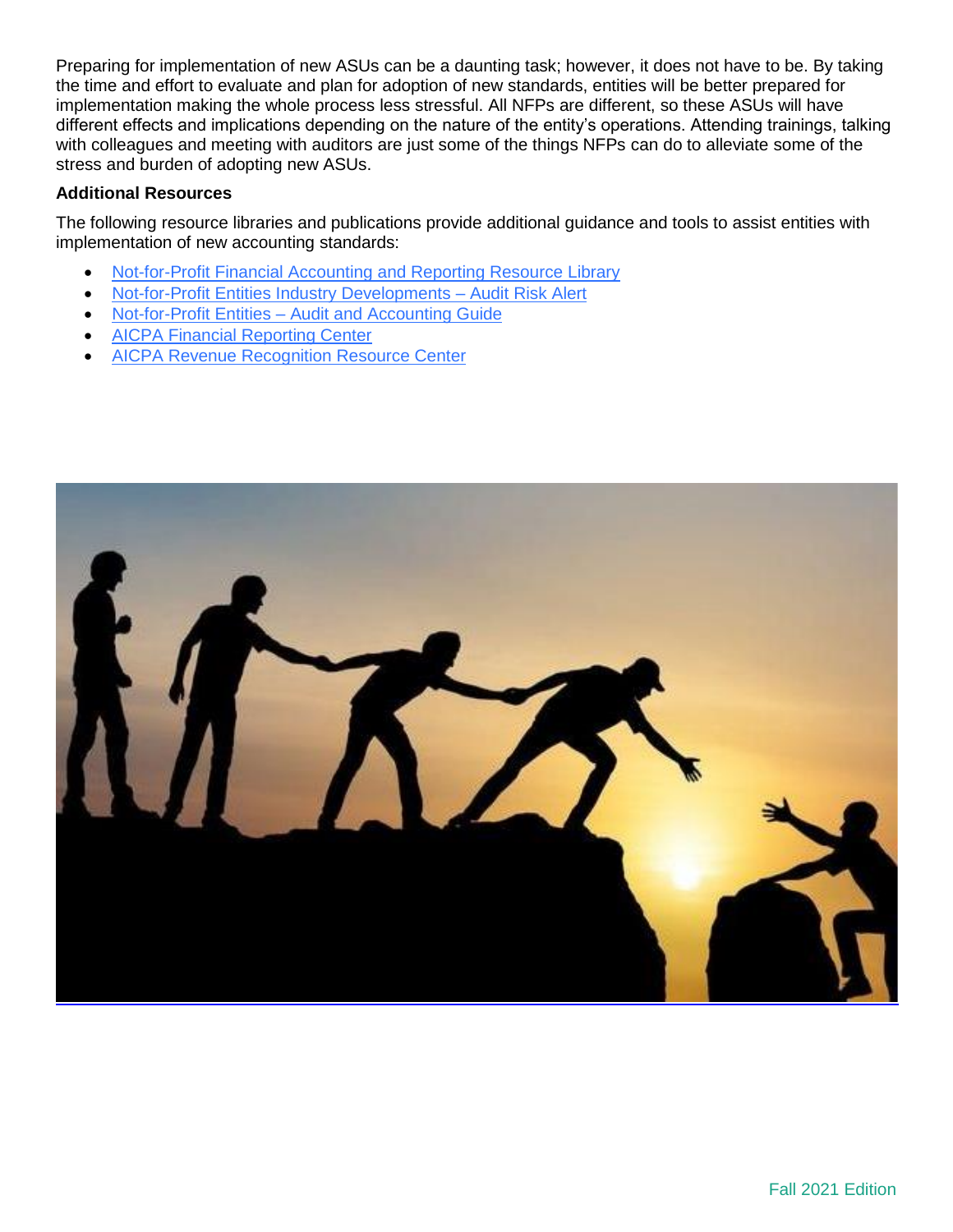Preparing for implementation of new ASUs can be a daunting task; however, it does not have to be. By taking the time and effort to evaluate and plan for adoption of new standards, entities will be better prepared for implementation making the whole process less stressful. All NFPs are different, so these ASUs will have different effects and implications depending on the nature of the entity's operations. Attending trainings, talking with colleagues and meeting with auditors are just some of the things NFPs can do to alleviate some of the stress and burden of adopting new ASUs.

**Additional Resources**

The following resource libraries and publications provide additional guidance and tools to assist entities with implementation of new accounting standards:

- Not-for-Profit Financial Accounting and Reporting Resource Library
- Not-for-Profit Entities Industry Developments – Audit Risk Alert
- Not-for-Profit Entities – Audit and Accounting Guide
- AICPA Financial Reporting Center
- AICPA Revenue Recognition Resource Center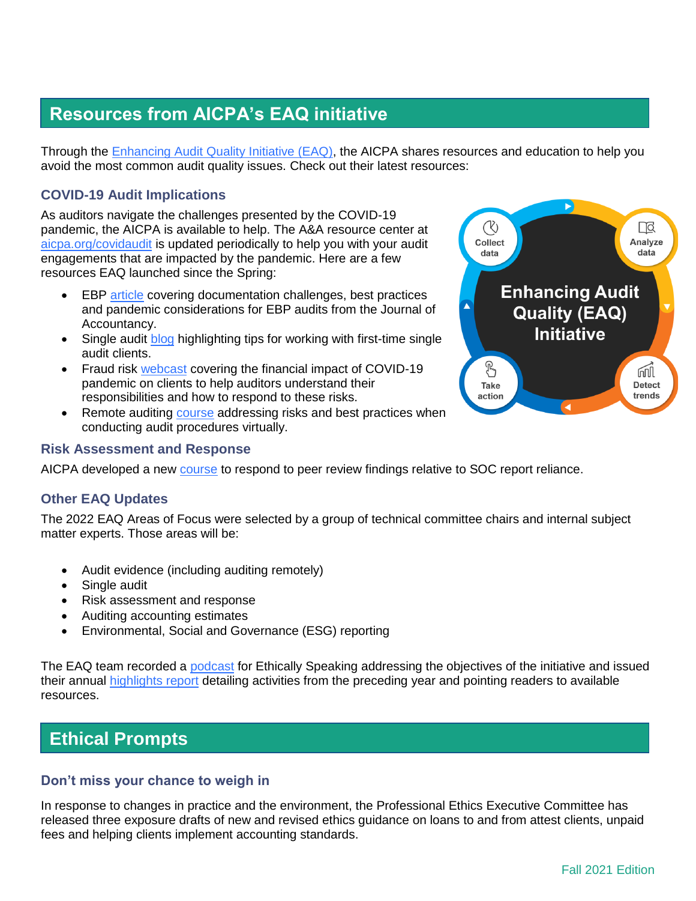## Resources from AICPA's EAQ initiative

Through the Enhancing Audit Quality Initiative (EAQ), the AICPA shares resources and education to help you avoid the most common audit quality issues. Check out their latest resources:

### COVID-19 Audit Implications

As auditors navigate the challenges presented by the COVID-19 pandemic, the AICPA is available to help. The A&A resource center at aicpa.org/covidaudit is updated periodically to help you with your audit engagements that are impacted by the pandemic. Here are a few resources EAQ launched since the Spring:

- EBP article covering documentation challenges, best practices and pandemic considerations for EBP audits from the Journal of Accountancy.
- Single audit blog highlighting tips for working with first-time single audit clients.
- Fraud risk webcast covering the financial impact of COVID-19 pandemic on clients to help auditors understand their responsibilities and how to respond to these risks.
- Remote auditing course addressing risks and best practices when conducting audit procedures virtually.

### Risk Assessment and Response

AICPA developed a new course to respond to peer review findings relative to SOC report reliance.

### Other EAQ Updates

The 2022 EAQ Areas of Focus were selected by a group of technical committee chairs and internal subject matter experts. Those areas will be:

- Audit evidence (including auditing remotely)
- Single audit
- Risk assessment and response
- Auditing accounting estimates
- Environmental, Social and Governance (ESG) reporting

The EAQ team recorded a podcast for Ethically Speaking addressing the objectives of the initiative and issued their annual highlights report detailing activities from the preceding year and pointing readers to available resources.

## Ethical Prompts

### Don't miss your chance to weigh in

In response to changes in practice and the environment, the Professional Ethics Executive Committee has released three exposure drafts of new and revised ethics guidance on loans to and from attest clients, unpaid fees and helping clients implement accounting standards.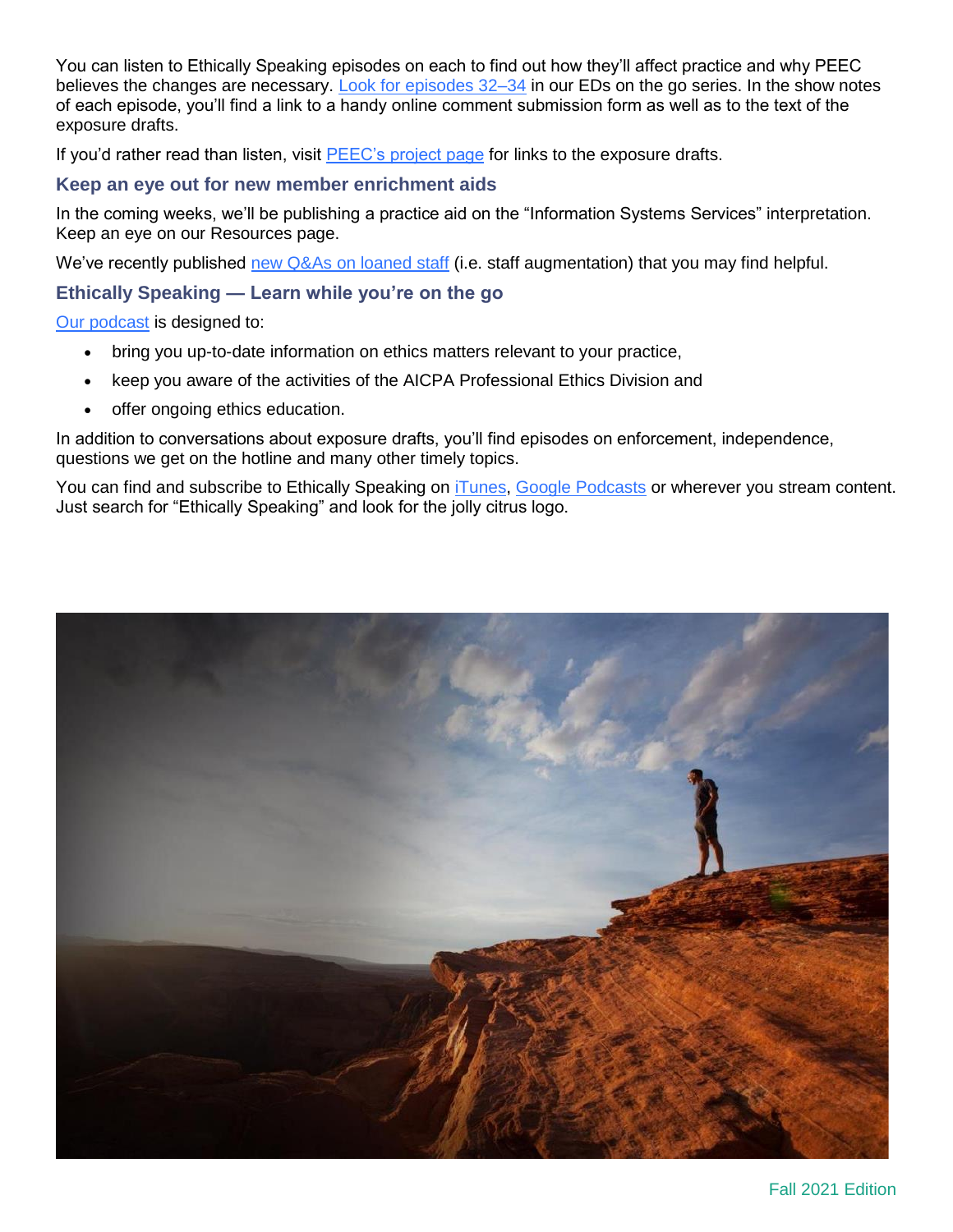You can listen to Ethically Speaking episodes on each to find out how they'll affect practice and why PEEC believes the changes are necessary. Look for episodes 32–34 in our EDs on the go series. In the show notes of each episode, you'll find a link to a handy online comment submission form as well as to the text of the exposure drafts.

If you'd rather read than listen, visit PEEC's project page for links to the exposure drafts.

### Keep an eye out for new member enrichment aids

In the coming weeks, we'll be publishing a practice aid on the "Information Systems Services" interpretation. Keep an eye on our Resources page.

We've recently published new Q&As on loaned staff (i.e. staff augmentation) that you may find helpful.

### Ethically Speaking — Learn while you're on the go

Our podcast is designed to:

- bring you up-to-date information on ethics matters relevant to your practice,
- keep you aware of the activities of the AICPA Professional Ethics Division and
- offer ongoing ethics education.

In addition to conversations about exposure drafts, you'll find episodes on enforcement, independence, questions we get on the hotline and many other timely topics.

You can find and subscribe to Ethically Speaking on iTunes, Google Podcasts or wherever you stream content. Just search for "Ethically Speaking" and look for the jolly citrus logo.